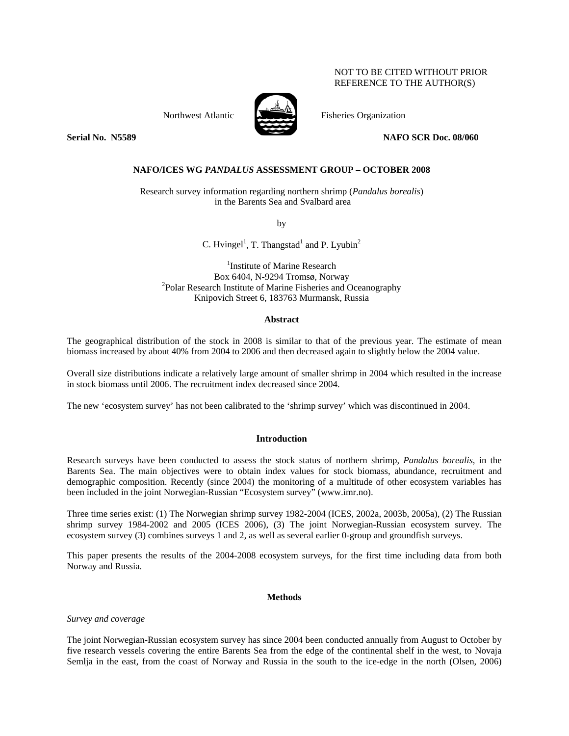NOT TO BE CITED WITHOUT PRIOR REFERENCE TO THE AUTHOR(S)

Northwest Atlantic Fisheries Organization

**Serial No. N5589** **NAFO SCR Doc. 08/060**

## NAFO/ICES WG *PANDALUS* ASSESSMENT GROUP – OCTOBER 2008

Research survey information regarding northern shrimp (*Pandalus borealis*) in the Barents Sea and Svalbard area

by

C. Hvingel[1], T. Thangstad[1] and P. Lyubin[2]

[1]Institute of Marine Research
Box 6404, N-9294 Tromsø, Norway
[2]Polar Research Institute of Marine Fisheries and Oceanography
Knipovich Street 6, 183763 Murmansk, Russia

### Abstract

The geographical distribution of the stock in 2008 is similar to that of the previous year. The estimate of mean biomass increased by about 40% from 2004 to 2006 and then decreased again to slightly below the 2004 value.

Overall size distributions indicate a relatively large amount of smaller shrimp in 2004 which resulted in the increase in stock biomass until 2006. The recruitment index decreased since 2004.

The new 'ecosystem survey' has not been calibrated to the 'shrimp survey' which was discontinued in 2004.

### Introduction

Research surveys have been conducted to assess the stock status of northern shrimp, *Pandalus borealis*, in the Barents Sea. The main objectives were to obtain index values for stock biomass, abundance, recruitment and demographic composition. Recently (since 2004) the monitoring of a multitude of other ecosystem variables has been included in the joint Norwegian-Russian "Ecosystem survey" (www.imr.no).

Three time series exist: (1) The Norwegian shrimp survey 1982-2004 (ICES, 2002a, 2003b, 2005a), (2) The Russian shrimp survey 1984-2002 and 2005 (ICES 2006), (3) The joint Norwegian-Russian ecosystem survey. The ecosystem survey (3) combines surveys 1 and 2, as well as several earlier 0-group and groundfish surveys.

This paper presents the results of the 2004-2008 ecosystem surveys, for the first time including data from both Norway and Russia.

### Methods

*Survey and coverage*

The joint Norwegian-Russian ecosystem survey has since 2004 been conducted annually from August to October by five research vessels covering the entire Barents Sea from the edge of the continental shelf in the west, to Novaja Semlja in the east, from the coast of Norway and Russia in the south to the ice-edge in the north (Olsen, 2006)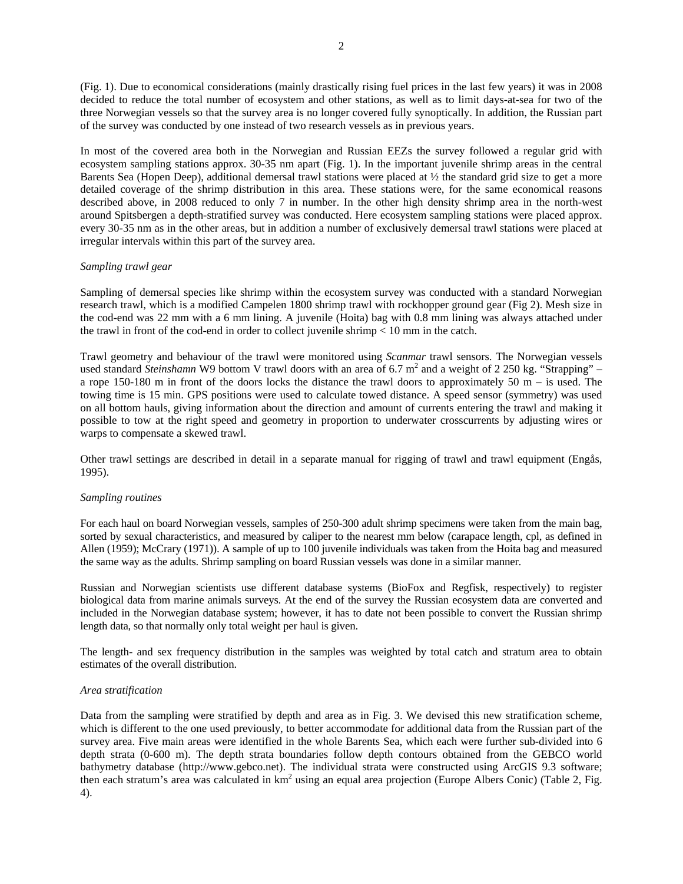(Fig. 1). Due to economical considerations (mainly drastically rising fuel prices in the last few years) it was in 2008 decided to reduce the total number of ecosystem and other stations, as well as to limit days-at-sea for two of the three Norwegian vessels so that the survey area is no longer covered fully synoptically. In addition, the Russian part of the survey was conducted by one instead of two research vessels as in previous years.

In most of the covered area both in the Norwegian and Russian EEZs the survey followed a regular grid with ecosystem sampling stations approx. 30-35 nm apart (Fig. 1). In the important juvenile shrimp areas in the central Barents Sea (Hopen Deep), additional demersal trawl stations were placed at ½ the standard grid size to get a more detailed coverage of the shrimp distribution in this area. These stations were, for the same economical reasons described above, in 2008 reduced to only 7 in number. In the other high density shrimp area in the north-west around Spitsbergen a depth-stratified survey was conducted. Here ecosystem sampling stations were placed approx. every 30-35 nm as in the other areas, but in addition a number of exclusively demersal trawl stations were placed at irregular intervals within this part of the survey area.

*Sampling trawl gear*

Sampling of demersal species like shrimp within the ecosystem survey was conducted with a standard Norwegian research trawl, which is a modified Campelen 1800 shrimp trawl with rockhopper ground gear (Fig 2). Mesh size in the cod-end was 22 mm with a 6 mm lining. A juvenile (Hoita) bag with 0.8 mm lining was always attached under the trawl in front of the cod-end in order to collect juvenile shrimp < 10 mm in the catch.

Trawl geometry and behaviour of the trawl were monitored using *Scanmar* trawl sensors. The Norwegian vessels used standard *Steinshamn* W9 bottom V trawl doors with an area of 6.7 m$^2$ and a weight of 2 250 kg. "Strapping" – a rope 150-180 m in front of the doors locks the distance the trawl doors to approximately 50 m – is used. The towing time is 15 min. GPS positions were used to calculate towed distance. A speed sensor (symmetry) was used on all bottom hauls, giving information about the direction and amount of currents entering the trawl and making it possible to tow at the right speed and geometry in proportion to underwater crosscurrents by adjusting wires or warps to compensate a skewed trawl.

Other trawl settings are described in detail in a separate manual for rigging of trawl and trawl equipment (Engås, 1995).

*Sampling routines*

For each haul on board Norwegian vessels, samples of 250-300 adult shrimp specimens were taken from the main bag, sorted by sexual characteristics, and measured by caliper to the nearest mm below (carapace length, cpl, as defined in Allen (1959); McCrary (1971)). A sample of up to 100 juvenile individuals was taken from the Hoita bag and measured the same way as the adults. Shrimp sampling on board Russian vessels was done in a similar manner.

Russian and Norwegian scientists use different database systems (BioFox and Regfisk, respectively) to register biological data from marine animals surveys. At the end of the survey the Russian ecosystem data are converted and included in the Norwegian database system; however, it has to date not been possible to convert the Russian shrimp length data, so that normally only total weight per haul is given.

The length- and sex frequency distribution in the samples was weighted by total catch and stratum area to obtain estimates of the overall distribution.

*Area stratification*

Data from the sampling were stratified by depth and area as in Fig. 3. We devised this new stratification scheme, which is different to the one used previously, to better accommodate for additional data from the Russian part of the survey area. Five main areas were identified in the whole Barents Sea, which each were further sub-divided into 6 depth strata (0-600 m). The depth strata boundaries follow depth contours obtained from the GEBCO world bathymetry database (http://www.gebco.net). The individual strata were constructed using ArcGIS 9.3 software; then each stratum's area was calculated in km$^2$ using an equal area projection (Europe Albers Conic) (Table 2, Fig. 4).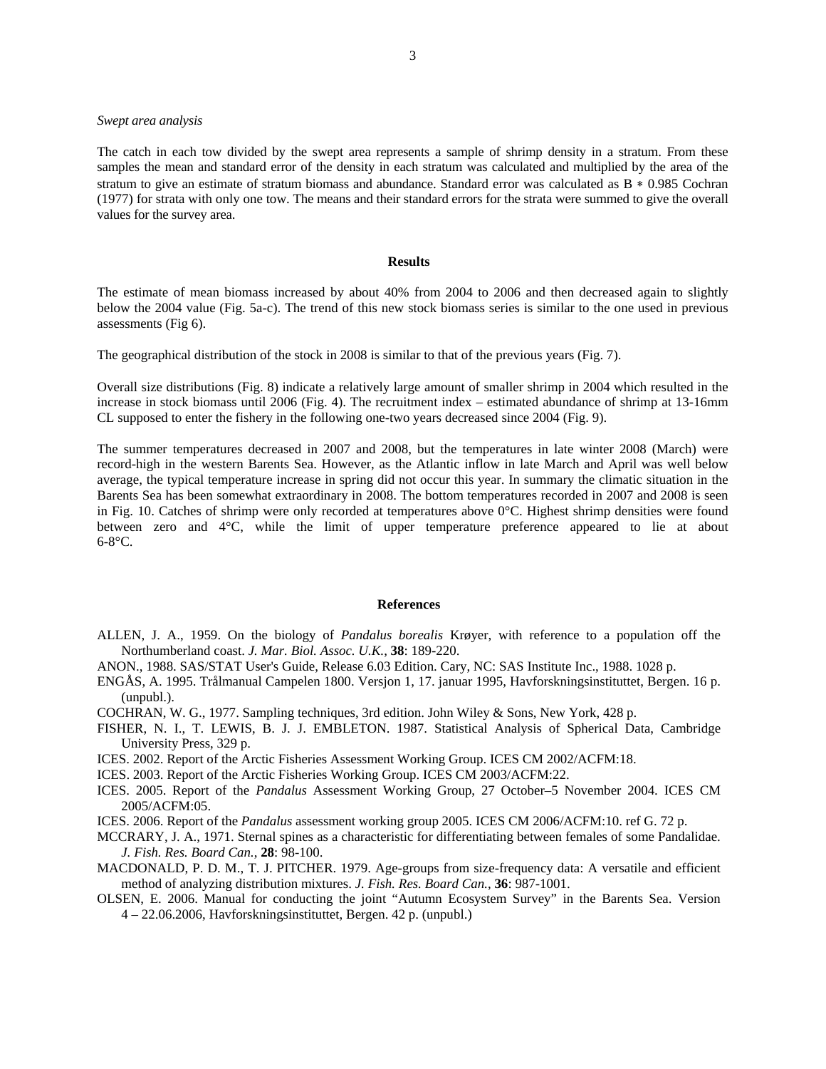*Swept area analysis*

The catch in each tow divided by the swept area represents a sample of shrimp density in a stratum. From these samples the mean and standard error of the density in each stratum was calculated and multiplied by the area of the stratum to give an estimate of stratum biomass and abundance. Standard error was calculated as B ∗ 0.985 Cochran (1977) for strata with only one tow. The means and their standard errors for the strata were summed to give the overall values for the survey area.

## Results

The estimate of mean biomass increased by about 40% from 2004 to 2006 and then decreased again to slightly below the 2004 value (Fig. 5a-c). The trend of this new stock biomass series is similar to the one used in previous assessments (Fig 6).

The geographical distribution of the stock in 2008 is similar to that of the previous years (Fig. 7).

Overall size distributions (Fig. 8) indicate a relatively large amount of smaller shrimp in 2004 which resulted in the increase in stock biomass until 2006 (Fig. 4). The recruitment index – estimated abundance of shrimp at 13-16mm CL supposed to enter the fishery in the following one-two years decreased since 2004 (Fig. 9).

The summer temperatures decreased in 2007 and 2008, but the temperatures in late winter 2008 (March) were record-high in the western Barents Sea. However, as the Atlantic inflow in late March and April was well below average, the typical temperature increase in spring did not occur this year. In summary the climatic situation in the Barents Sea has been somewhat extraordinary in 2008. The bottom temperatures recorded in 2007 and 2008 is seen in Fig. 10. Catches of shrimp were only recorded at temperatures above 0°C. Highest shrimp densities were found between zero and 4°C, while the limit of upper temperature preference appeared to lie at about 6-8°C.

## References

ALLEN, J. A., 1959. On the biology of *Pandalus borealis* Krøyer, with reference to a population off the Northumberland coast. *J. Mar. Biol. Assoc. U.K.*, **38**: 189-220.

ANON., 1988. SAS/STAT User's Guide, Release 6.03 Edition. Cary, NC: SAS Institute Inc., 1988. 1028 p.

ENGÅS, A. 1995. Trålmanual Campelen 1800. Versjon 1, 17. januar 1995, Havforskningsinstituttet, Bergen. 16 p. (unpubl.).

COCHRAN, W. G., 1977. Sampling techniques, 3rd edition. John Wiley & Sons, New York, 428 p.

FISHER, N. I., T. LEWIS, B. J. J. EMBLETON. 1987. Statistical Analysis of Spherical Data, Cambridge University Press, 329 p.

ICES. 2002. Report of the Arctic Fisheries Assessment Working Group. ICES CM 2002/ACFM:18.

ICES. 2003. Report of the Arctic Fisheries Working Group. ICES CM 2003/ACFM:22.

ICES. 2005. Report of the *Pandalus* Assessment Working Group, 27 October–5 November 2004. ICES CM 2005/ACFM:05.

ICES. 2006. Report of the *Pandalus* assessment working group 2005. ICES CM 2006/ACFM:10. ref G. 72 p.

MCCRARY, J. A., 1971. Sternal spines as a characteristic for differentiating between females of some Pandalidae. *J. Fish. Res. Board Can.*, **28**: 98-100.

MACDONALD, P. D. M., T. J. PITCHER. 1979. Age-groups from size-frequency data: A versatile and efficient method of analyzing distribution mixtures. *J. Fish. Res. Board Can.*, **36**: 987-1001.

OLSEN, E. 2006. Manual for conducting the joint "Autumn Ecosystem Survey" in the Barents Sea. Version 4 – 22.06.2006, Havforskningsinstituttet, Bergen. 42 p. (unpubl.)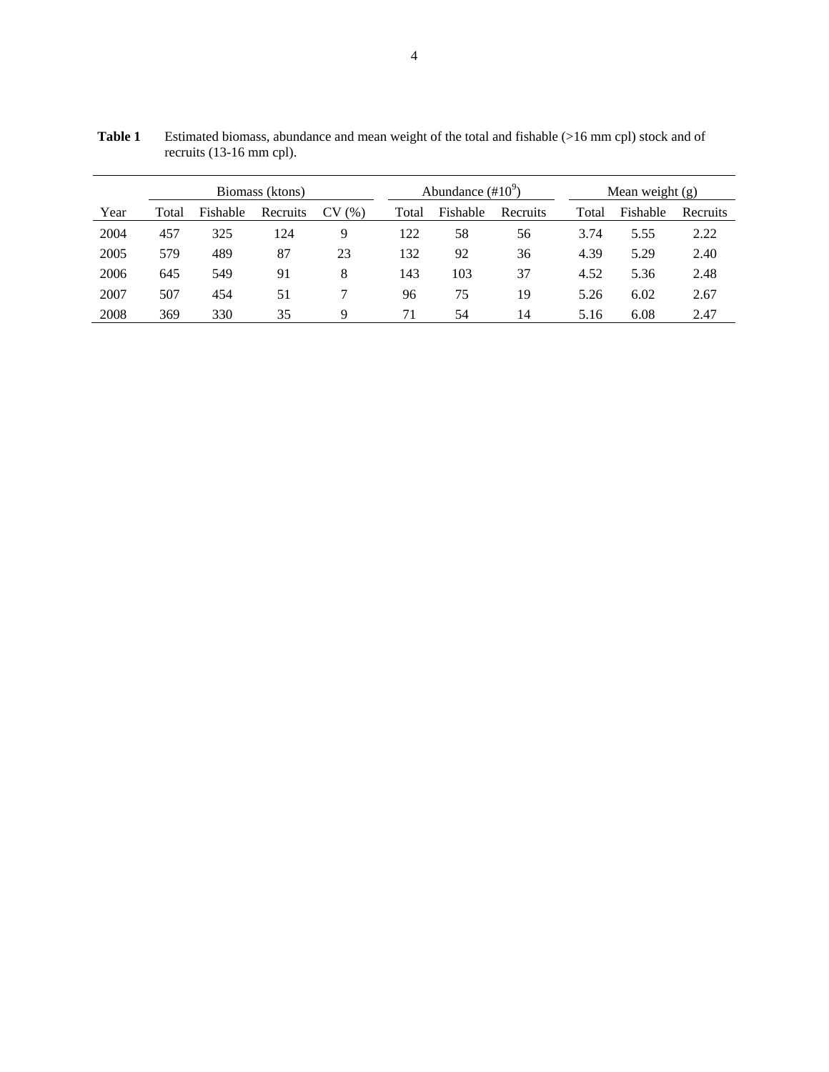**Table 1** Estimated biomass, abundance and mean weight of the total and fishable (>16 mm cpl) stock and of recruits (13-16 mm cpl).

| | Biomass (ktons) | | | | Abundance (#$10^9$) | | | Mean weight (g) | | |
|---|---|---|---|---|---|---|---|---|---|---|
| Year | Total | Fishable | Recruits | CV (%) | Total | Fishable | Recruits | Total | Fishable | Recruits |
| 2004 | 457 | 325 | 124 | 9 | 122 | 58 | 56 | 3.74 | 5.55 | 2.22 |
| 2005 | 579 | 489 | 87 | 23 | 132 | 92 | 36 | 4.39 | 5.29 | 2.40 |
| 2006 | 645 | 549 | 91 | 8 | 143 | 103 | 37 | 4.52 | 5.36 | 2.48 |
| 2007 | 507 | 454 | 51 | 7 | 96 | 75 | 19 | 5.26 | 6.02 | 2.67 |
| 2008 | 369 | 330 | 35 | 9 | 71 | 54 | 14 | 5.16 | 6.08 | 2.47 |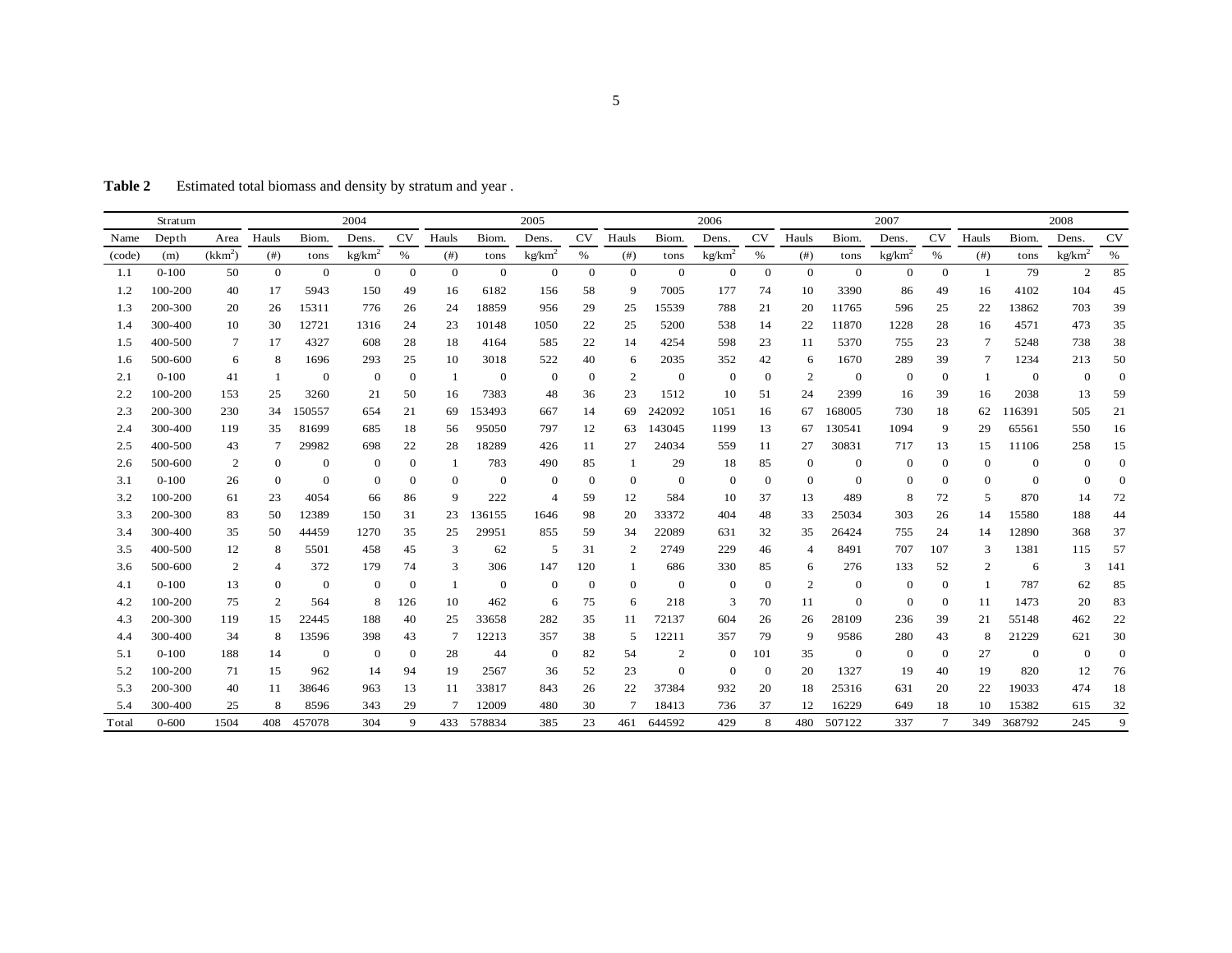**Table 2** Estimated total biomass and density by stratum and year .

| Stratum | | | 2004 | | | | 2005 | | | | 2006 | | | | 2007 | | | | 2008 | | | |
|---|---|---|---|---|---|---|---|---|---|---|---|---|---|---|---|---|---|---|---|---|---|---|
| Name | Depth | Area | Hauls | Biom. | Dens. | CV | Hauls | Biom. | Dens. | CV | Hauls | Biom. | Dens. | CV | Hauls | Biom. | Dens. | CV | Hauls | Biom. | Dens. | CV |
| (code) | (m) | (kkm$^2$) | (#) | tons | kg/km$^2$ | % | (#) | tons | kg/km$^2$ | % | (#) | tons | kg/km$^2$ | % | (#) | tons | kg/km$^2$ | % | (#) | tons | kg/km$^2$ | % |
| 1.1 | 0-100 | 50 | 0 | 0 | 0 | 0 | 0 | 0 | 0 | 0 | 0 | 0 | 0 | 0 | 0 | 0 | 0 | 0 | 1 | 79 | 2 | 85 |
| 1.2 | 100-200 | 40 | 17 | 5943 | 150 | 49 | 16 | 6182 | 156 | 58 | 9 | 7005 | 177 | 74 | 10 | 3390 | 86 | 49 | 16 | 4102 | 104 | 45 |
| 1.3 | 200-300 | 20 | 26 | 15311 | 776 | 26 | 24 | 18859 | 956 | 29 | 25 | 15539 | 788 | 21 | 20 | 11765 | 596 | 25 | 22 | 13862 | 703 | 39 |
| 1.4 | 300-400 | 10 | 30 | 12721 | 1316 | 24 | 23 | 10148 | 1050 | 22 | 25 | 5200 | 538 | 14 | 22 | 11870 | 1228 | 28 | 16 | 4571 | 473 | 35 |
| 1.5 | 400-500 | 7 | 17 | 4327 | 608 | 28 | 18 | 4164 | 585 | 22 | 14 | 4254 | 598 | 23 | 11 | 5370 | 755 | 23 | 7 | 5248 | 738 | 38 |
| 1.6 | 500-600 | 6 | 8 | 1696 | 293 | 25 | 10 | 3018 | 522 | 40 | 6 | 2035 | 352 | 42 | 6 | 1670 | 289 | 39 | 7 | 1234 | 213 | 50 |
| 2.1 | 0-100 | 41 | 1 | 0 | 0 | 0 | 1 | 0 | 0 | 0 | 2 | 0 | 0 | 0 | 2 | 0 | 0 | 0 | 1 | 0 | 0 | 0 |
| 2.2 | 100-200 | 153 | 25 | 3260 | 21 | 50 | 16 | 7383 | 48 | 36 | 23 | 1512 | 10 | 51 | 24 | 2399 | 16 | 39 | 16 | 2038 | 13 | 59 |
| 2.3 | 200-300 | 230 | 34 | 150557 | 654 | 21 | 69 | 153493 | 667 | 14 | 69 | 242092 | 1051 | 16 | 67 | 168005 | 730 | 18 | 62 | 116391 | 505 | 21 |
| 2.4 | 300-400 | 119 | 35 | 81699 | 685 | 18 | 56 | 95050 | 797 | 12 | 63 | 143045 | 1199 | 13 | 67 | 130541 | 1094 | 9 | 29 | 65561 | 550 | 16 |
| 2.5 | 400-500 | 43 | 7 | 29982 | 698 | 22 | 28 | 18289 | 426 | 11 | 27 | 24034 | 559 | 11 | 27 | 30831 | 717 | 13 | 15 | 11106 | 258 | 15 |
| 2.6 | 500-600 | 2 | 0 | 0 | 0 | 0 | 1 | 783 | 490 | 85 | 1 | 29 | 18 | 85 | 0 | 0 | 0 | 0 | 0 | 0 | 0 | 0 |
| 3.1 | 0-100 | 26 | 0 | 0 | 0 | 0 | 0 | 0 | 0 | 0 | 0 | 0 | 0 | 0 | 0 | 0 | 0 | 0 | 0 | 0 | 0 | 0 |
| 3.2 | 100-200 | 61 | 23 | 4054 | 66 | 86 | 9 | 222 | 4 | 59 | 12 | 584 | 10 | 37 | 13 | 489 | 8 | 72 | 5 | 870 | 14 | 72 |
| 3.3 | 200-300 | 83 | 50 | 12389 | 150 | 31 | 23 | 136155 | 1646 | 98 | 20 | 33372 | 404 | 48 | 33 | 25034 | 303 | 26 | 14 | 15580 | 188 | 44 |
| 3.4 | 300-400 | 35 | 50 | 44459 | 1270 | 35 | 25 | 29951 | 855 | 59 | 34 | 22089 | 631 | 32 | 35 | 26424 | 755 | 24 | 14 | 12890 | 368 | 37 |
| 3.5 | 400-500 | 12 | 8 | 5501 | 458 | 45 | 3 | 62 | 5 | 31 | 2 | 2749 | 229 | 46 | 4 | 8491 | 707 | 107 | 3 | 1381 | 115 | 57 |
| 3.6 | 500-600 | 2 | 4 | 372 | 179 | 74 | 3 | 306 | 147 | 120 | 1 | 686 | 330 | 85 | 6 | 276 | 133 | 52 | 2 | 6 | 3 | 141 |
| 4.1 | 0-100 | 13 | 0 | 0 | 0 | 0 | 1 | 0 | 0 | 0 | 0 | 0 | 0 | 0 | 2 | 0 | 0 | 0 | 1 | 787 | 62 | 85 |
| 4.2 | 100-200 | 75 | 2 | 564 | 8 | 126 | 10 | 462 | 6 | 75 | 6 | 218 | 3 | 70 | 11 | 0 | 0 | 0 | 11 | 1473 | 20 | 83 |
| 4.3 | 200-300 | 119 | 15 | 22445 | 188 | 40 | 25 | 33658 | 282 | 35 | 11 | 72137 | 604 | 26 | 26 | 28109 | 236 | 39 | 21 | 55148 | 462 | 22 |
| 4.4 | 300-400 | 34 | 8 | 13596 | 398 | 43 | 7 | 12213 | 357 | 38 | 5 | 12211 | 357 | 79 | 9 | 9586 | 280 | 43 | 8 | 21229 | 621 | 30 |
| 5.1 | 0-100 | 188 | 14 | 0 | 0 | 0 | 28 | 44 | 0 | 82 | 54 | 2 | 0 | 101 | 35 | 0 | 0 | 0 | 27 | 0 | 0 | 0 |
| 5.2 | 100-200 | 71 | 15 | 962 | 14 | 94 | 19 | 2567 | 36 | 52 | 23 | 0 | 0 | 0 | 20 | 1327 | 19 | 40 | 19 | 820 | 12 | 76 |
| 5.3 | 200-300 | 40 | 11 | 38646 | 963 | 13 | 11 | 33817 | 843 | 26 | 22 | 37384 | 932 | 20 | 18 | 25316 | 631 | 20 | 22 | 19033 | 474 | 18 |
| 5.4 | 300-400 | 25 | 8 | 8596 | 343 | 29 | 7 | 12009 | 480 | 30 | 7 | 18413 | 736 | 37 | 12 | 16229 | 649 | 18 | 10 | 15382 | 615 | 32 |
| Total | 0-600 | 1504 | 408 | 457078 | 304 | 9 | 433 | 578834 | 385 | 23 | 461 | 644592 | 429 | 8 | 480 | 507122 | 337 | 7 | 349 | 368792 | 245 | 9 |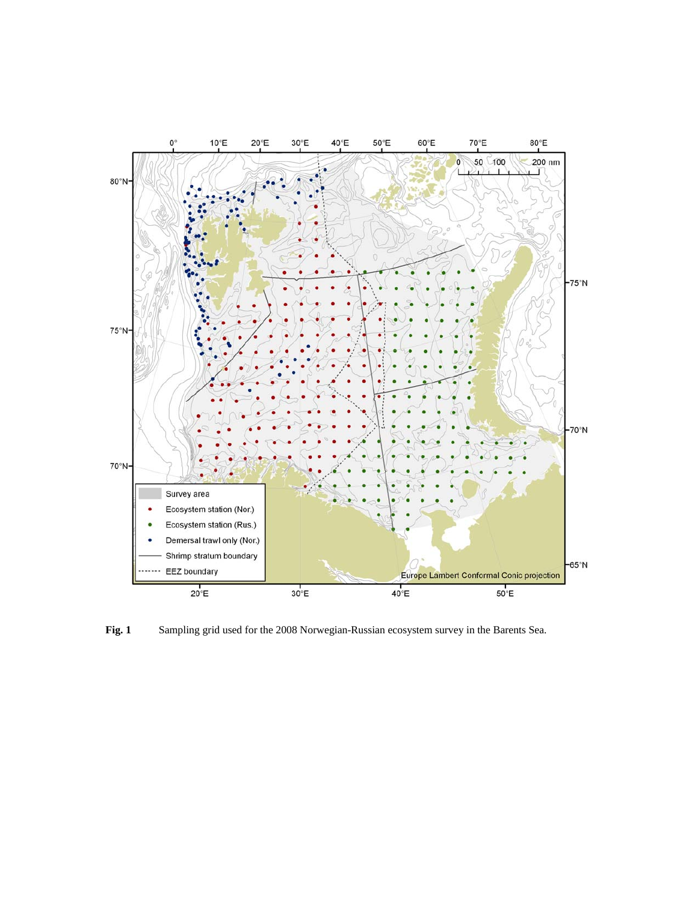0° 10°E 20°E 30°E 40°E 50°E 60°E 70°E 80°E

0 50 100 200 nm

80°N

75°N

75°N

70°N

70°N

65°N

20°E 30°E 40°E 50°E

Survey area

Ecosystem station (Nor.)

Ecosystem station (Rus.)

Demersal trawl only (Nor.)

Shrimp stratum boundary

EEZ boundary

Europe Lambert Conformal Conic projection

**Fig. 1** Sampling grid used for the 2008 Norwegian-Russian ecosystem survey in the Barents Sea.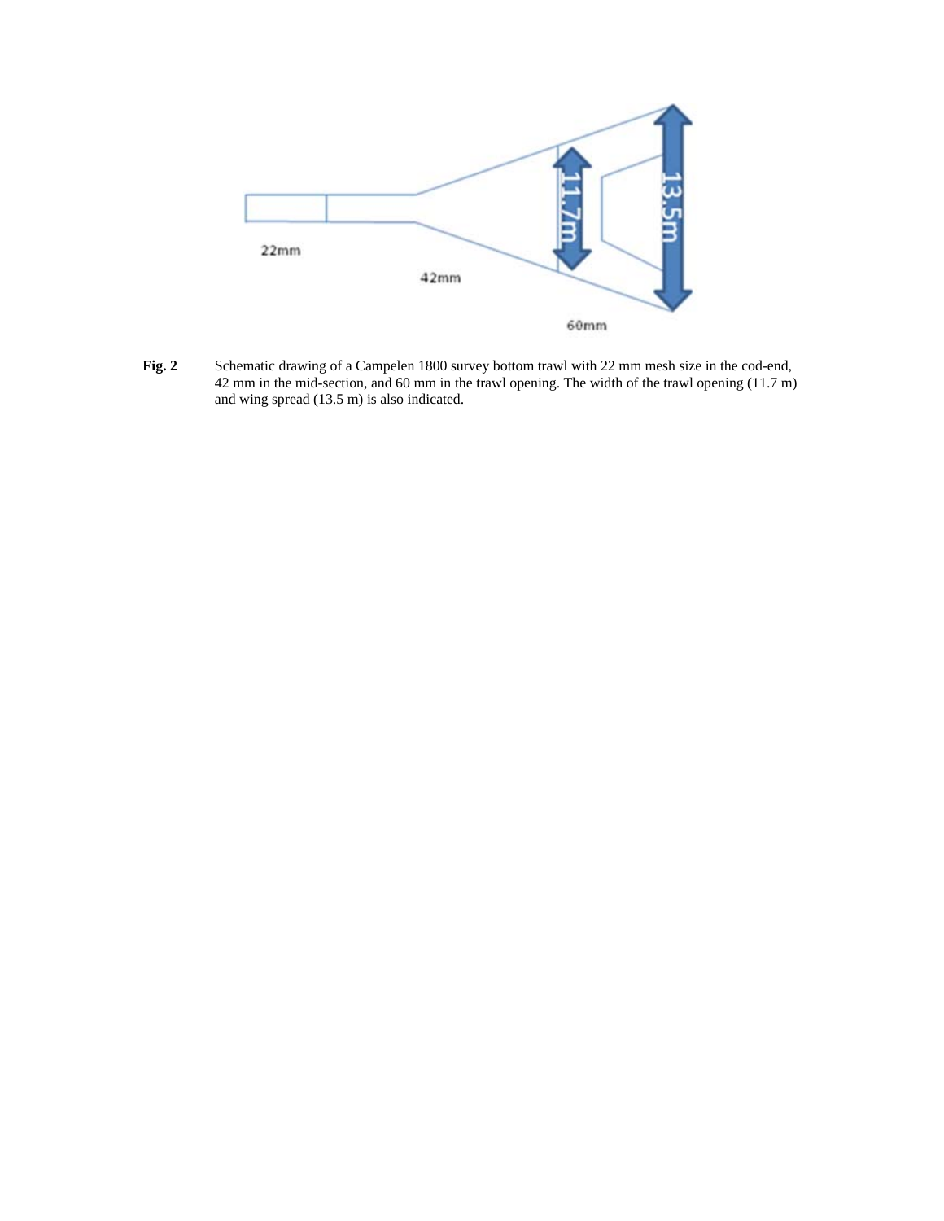22mm

42mm

60mm

11.7m

13.5m

**Fig. 2** Schematic drawing of a Campelen 1800 survey bottom trawl with 22 mm mesh size in the cod-end, 42 mm in the mid-section, and 60 mm in the trawl opening. The width of the trawl opening (11.7 m) and wing spread (13.5 m) is also indicated.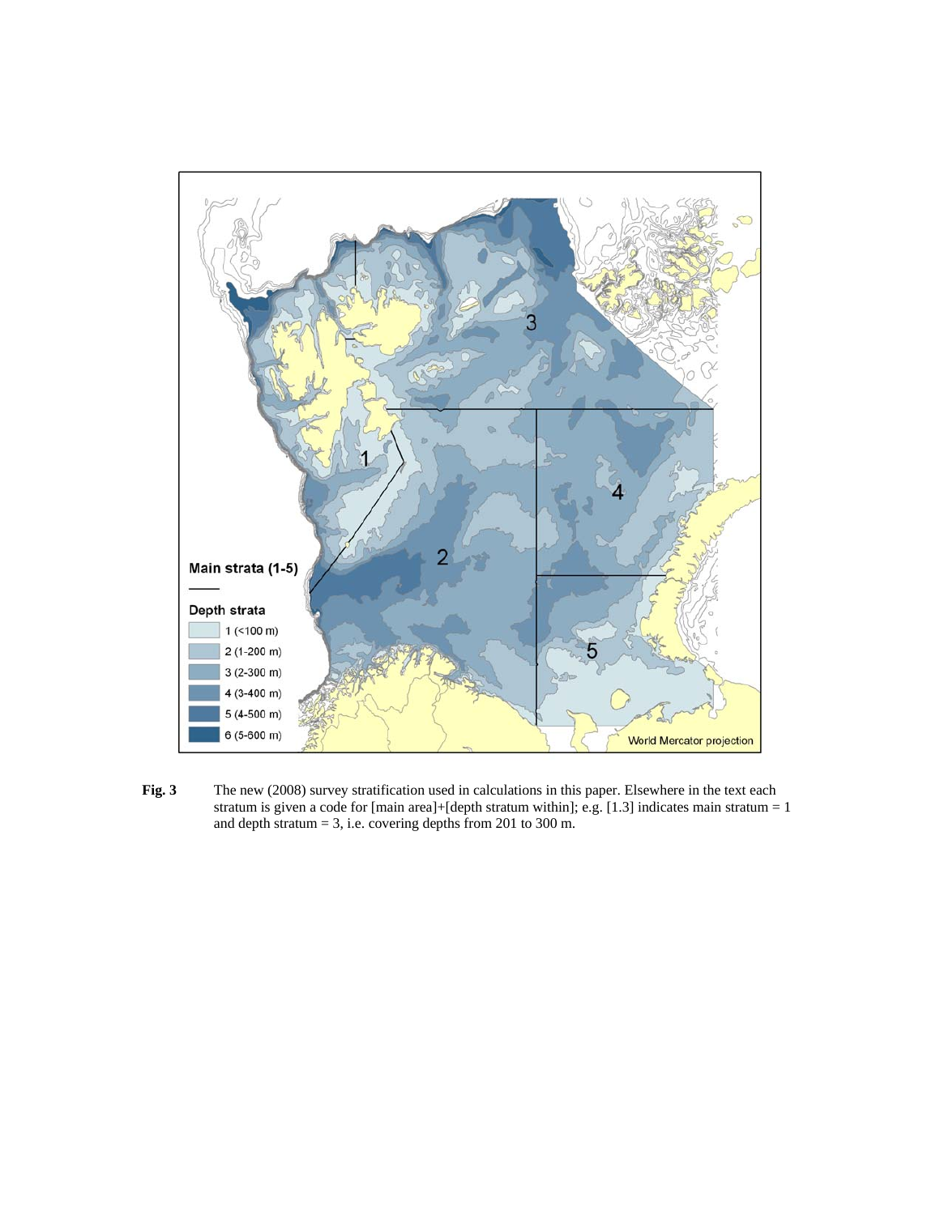Main strata (1-5)

Depth strata

1 (<100 m)

2 (1-200 m)

3 (2-300 m)

4 (3-400 m)

5 (4-500 m)

6 (5-600 m)

World Mercator projection

1

2

3

4

5

**Fig. 3** The new (2008) survey stratification used in calculations in this paper. Elsewhere in the text each stratum is given a code for [main area]+[depth stratum within]; e.g. [1.3] indicates main stratum = 1 and depth stratum = 3, i.e. covering depths from 201 to 300 m.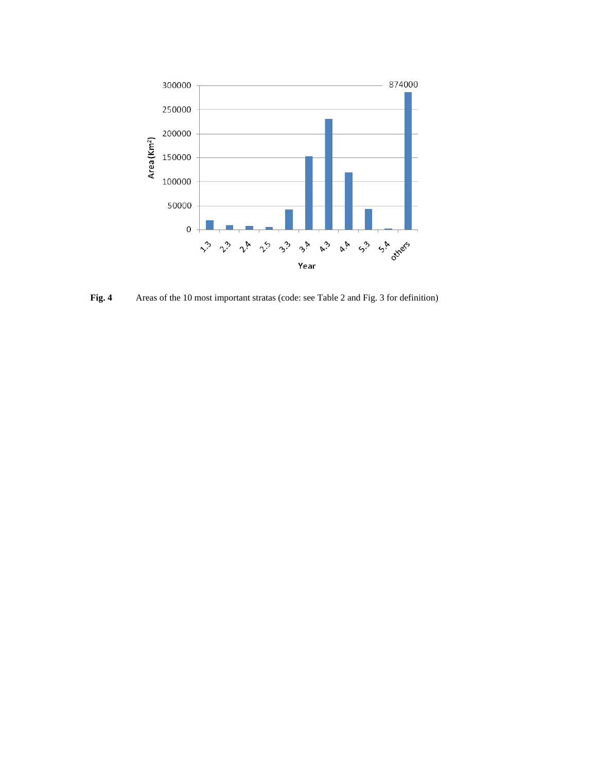874000

300000
250000
200000
150000
100000
50000
0

Area (Km²)

1.3
2.3
2.4
2.5
3.3
3.4
4.3
4.4
5.3
5.4
others

Year

**Fig. 4** Areas of the 10 most important stratas (code: see Table 2 and Fig. 3 for definition)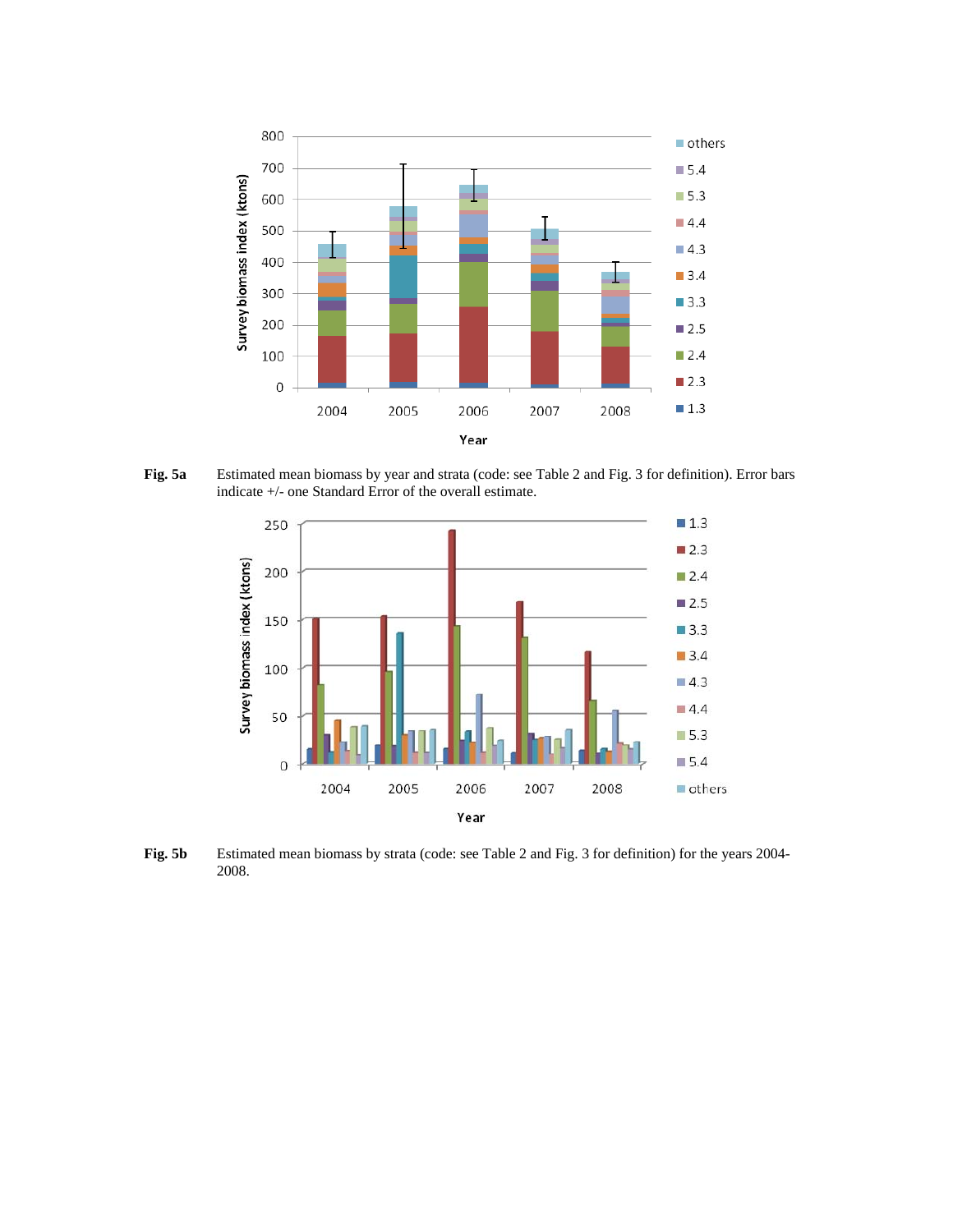Survey biomass index (ktons)

800
700
600
500
400
300
200
100
0

2004 2005 2006 2007 2008

Year

others
5.4
5.3
4.4
4.3
3.4
3.3
2.5
2.4
2.3
1.3

**Fig. 5a** Estimated mean biomass by year and strata (code: see Table 2 and Fig. 3 for definition). Error bars indicate +/- one Standard Error of the overall estimate.

Survey biomass index (ktons)

250
200
150
100
50
0

2004 2005 2006 2007 2008

Year

1.3
2.3
2.4
2.5
3.3
3.4
4.3
4.4
5.3
5.4
others

**Fig. 5b** Estimated mean biomass by strata (code: see Table 2 and Fig. 3 for definition) for the years 2004-2008.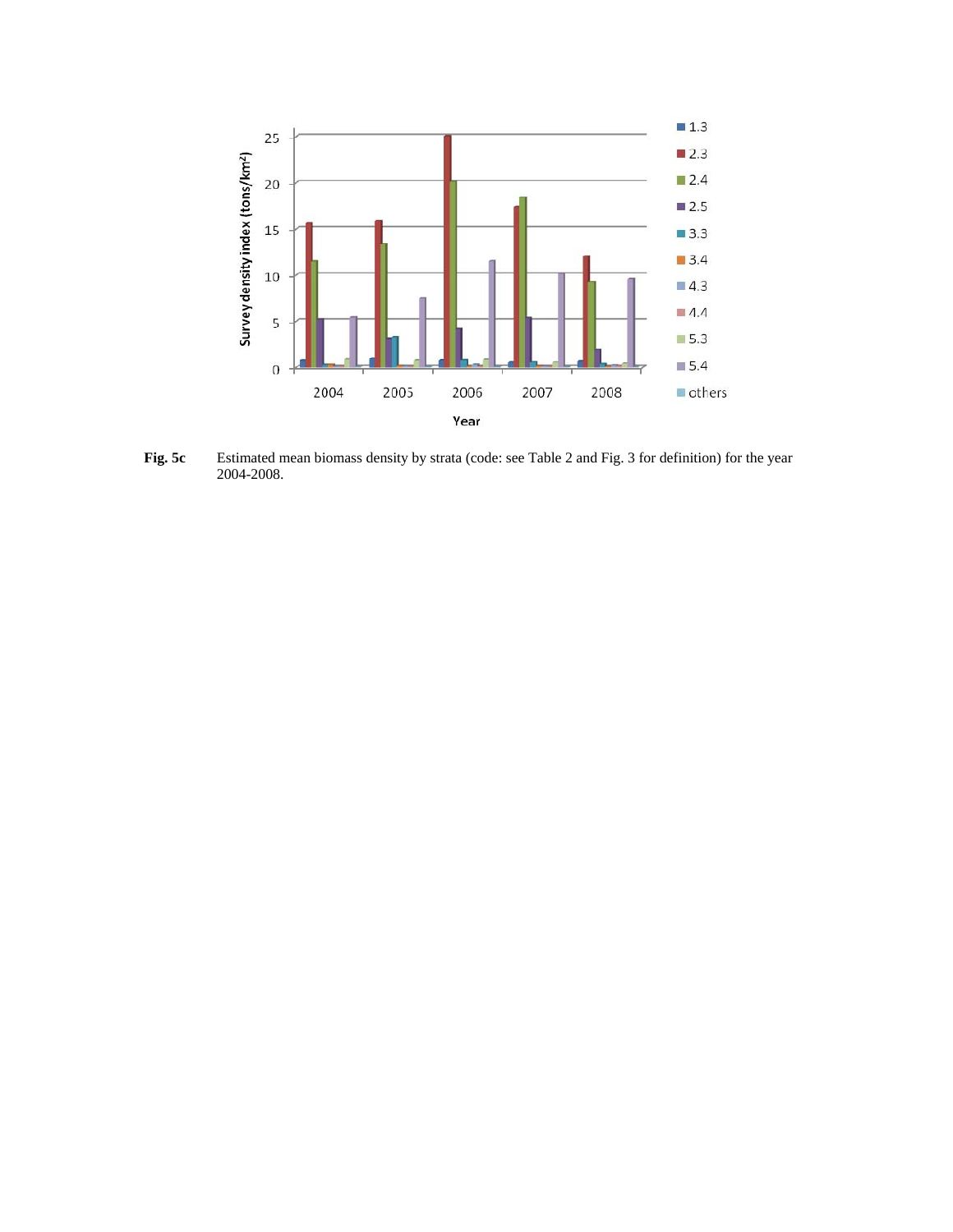Survey density index (tons/km²)

25
20
15
10
5
0

2004
2005
2006
2007
2008

Year

1.3
2.3
2.4
2.5
3.3
3.4
4.3
4.4
5.3
5.4
others

**Fig. 5c** Estimated mean biomass density by strata (code: see Table 2 and Fig. 3 for definition) for the year 2004-2008.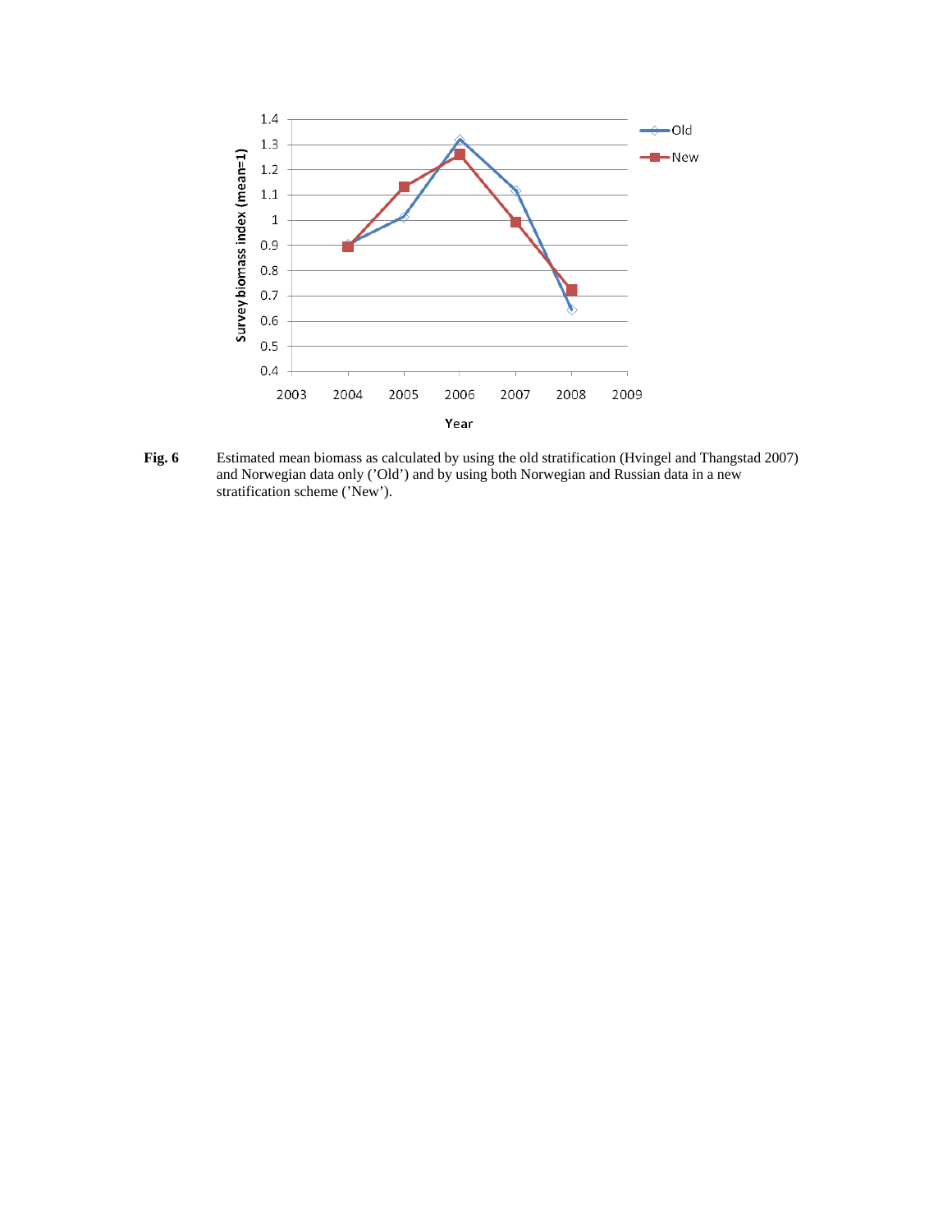Survey biomass index (mean=1)

1.4
1.3
1.2
1.1
1
0.9
0.8
0.7
0.6
0.5
0.4

2003 2004 2005 2006 2007 2008 2009

Year

Old
New

**Fig. 6** Estimated mean biomass as calculated by using the old stratification (Hvingel and Thangstad 2007) and Norwegian data only ('Old') and by using both Norwegian and Russian data in a new stratification scheme ('New').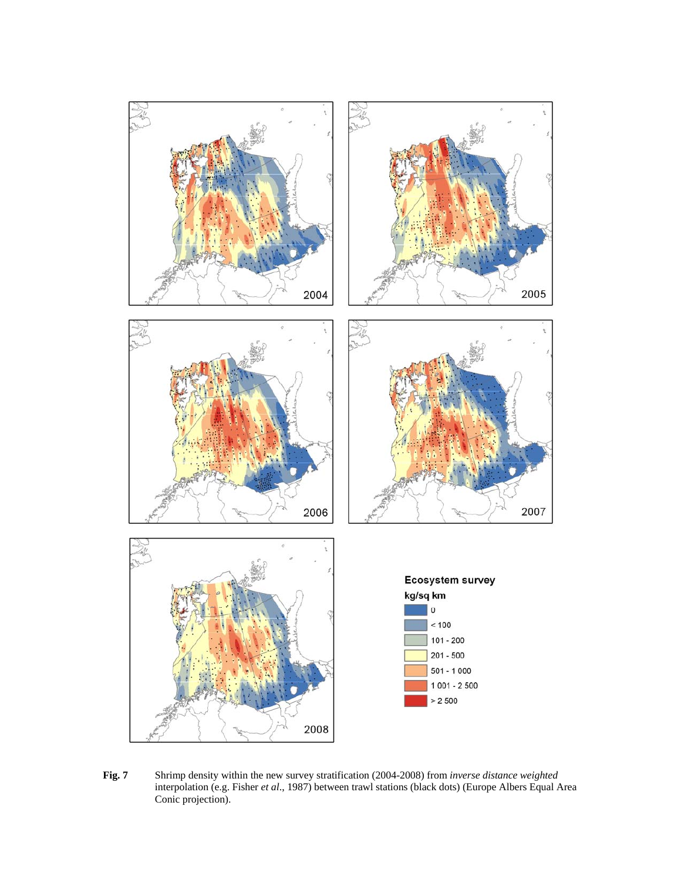2004

2005

2006

2007

2008

Ecosystem survey

kg/sq km

0

< 100

101 - 200

201 - 500

501 - 1 000

1 001 - 2 500

> 2 500

**Fig. 7** Shrimp density within the new survey stratification (2004-2008) from *inverse distance weighted* interpolation (e.g. Fisher *et al*., 1987) between trawl stations (black dots) (Europe Albers Equal Area Conic projection).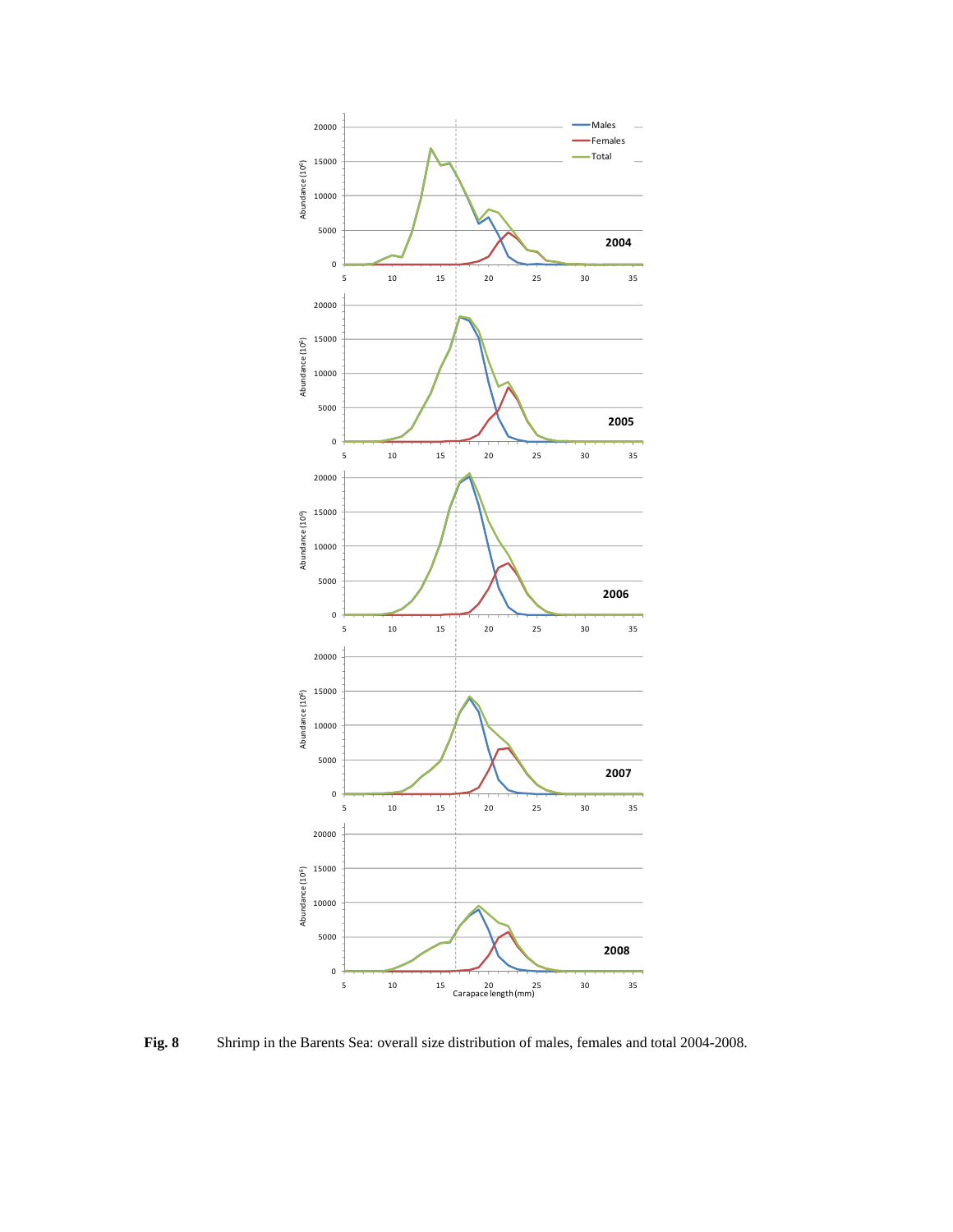Abundance (10⁶)

20000
15000
10000
5000
0

Males
Females
Total

2004

5 10 15 20 25 30 35

2005

2006

2007

2008

Carapace length (mm)

**Fig. 8** Shrimp in the Barents Sea: overall size distribution of males, females and total 2004-2008.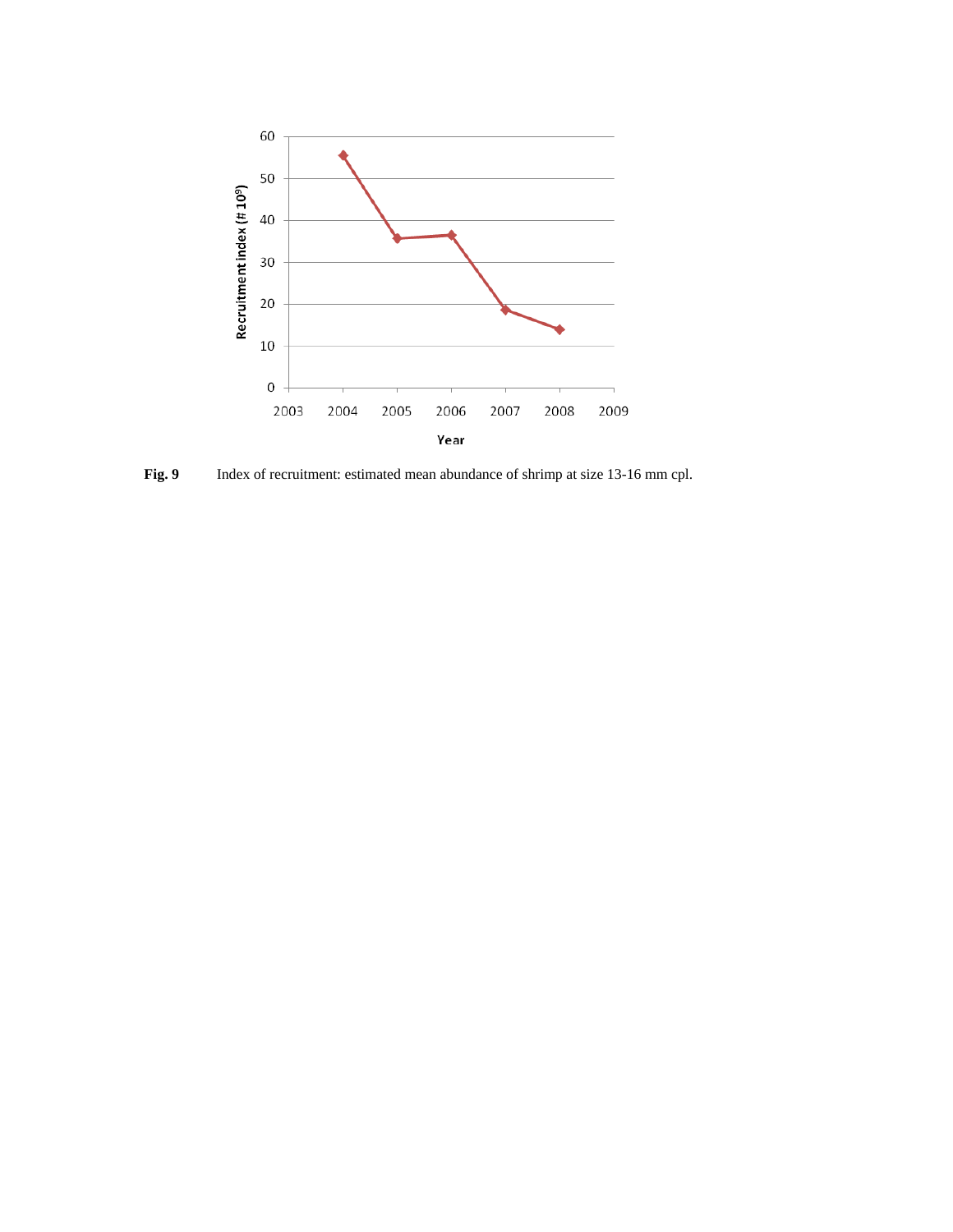60
50
40
30
20
10
0

Recruitment index (# $10^9$)

2003 2004 2005 2006 2007 2008 2009

Year

**Fig. 9** Index of recruitment: estimated mean abundance of shrimp at size 13-16 mm cpl.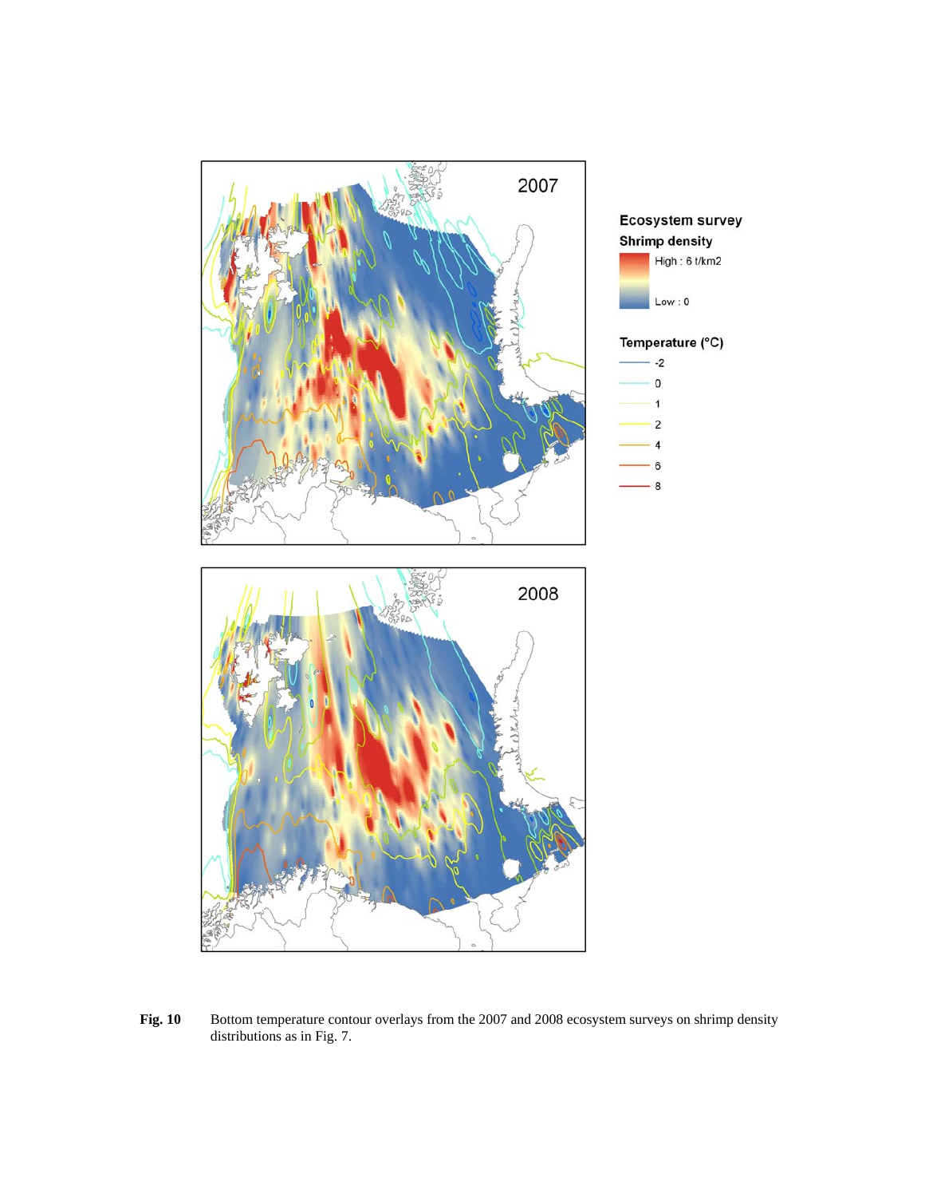2007

Ecosystem survey

Shrimp density

High : 6 t/km2

Low : 0

Temperature (°C)

-2

0

1

2

4

6

8

2008

**Fig. 10** Bottom temperature contour overlays from the 2007 and 2008 ecosystem surveys on shrimp density distributions as in Fig. 7.